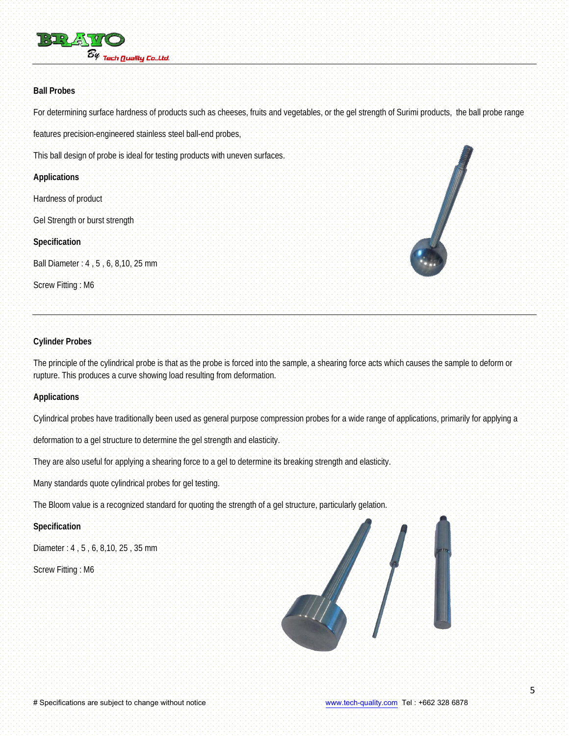## Ball Probes

For determining surface hardness of products such as cheeses, fruits and vegetables, or the gel strength of Surimi products, the ball probe range features precision-engineered stainless steel ball-end probes,

This ball design of probe is ideal for testing products with uneven surfaces.

### Applications

Hardness of product

Gel Strength or burst strength

### Specification

Ball Diameter : 4 , 5 , 6, 8,10, 25 mm

Screw Fitting : M6

---

## Cylinder Probes

The principle of the cylindrical probe is that as the probe is forced into the sample, a shearing force acts which causes the sample to deform or rupture. This produces a curve showing load resulting from deformation.

### Applications

Cylindrical probes have traditionally been used as general purpose compression probes for a wide range of applications, primarily for applying a deformation to a gel structure to determine the gel strength and elasticity.

They are also useful for applying a shearing force to a gel to determine its breaking strength and elasticity.

Many standards quote cylindrical probes for gel testing.

The Bloom value is a recognized standard for quoting the strength of a gel structure, particularly gelation.

### Specification

Diameter : 4 , 5 , 6, 8,10, 25 , 35 mm

Screw Fitting : M6

# Specifications are subject to change without notice

www.tech-quality.com Tel : +662 328 6878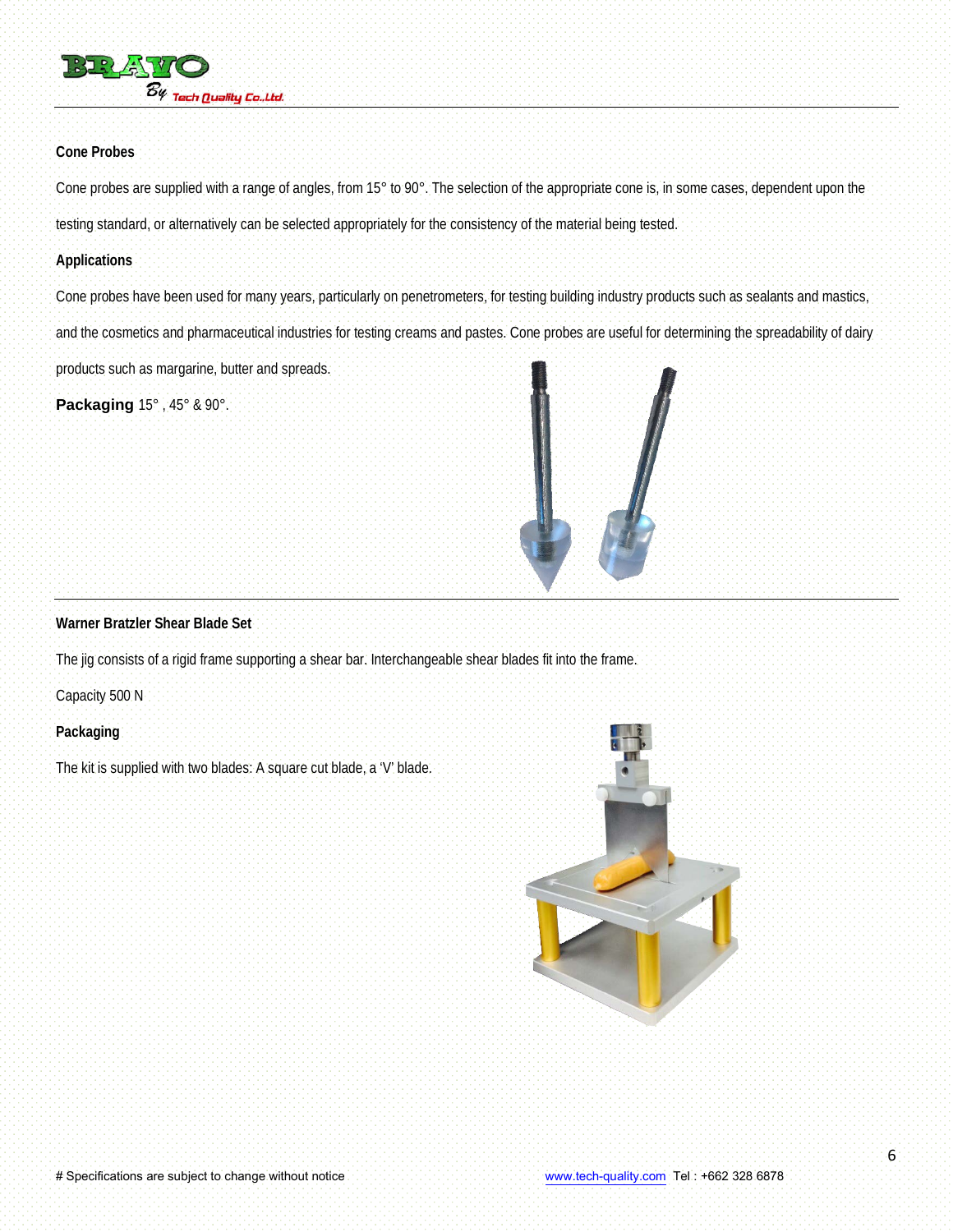## Cone Probes

Cone probes are supplied with a range of angles, from 15° to 90°. The selection of the appropriate cone is, in some cases, dependent upon the testing standard, or alternatively can be selected appropriately for the consistency of the material being tested.

**Applications**

Cone probes have been used for many years, particularly on penetrometers, for testing building industry products such as sealants and mastics, and the cosmetics and pharmaceutical industries for testing creams and pastes. Cone probes are useful for determining the spreadability of dairy products such as margarine, butter and spreads.

**Packaging** 15° , 45° & 90°.

## Warner Bratzler Shear Blade Set

The jig consists of a rigid frame supporting a shear bar. Interchangeable shear blades fit into the frame.

Capacity 500 N

**Packaging**

The kit is supplied with two blades: A square cut blade, a 'V' blade.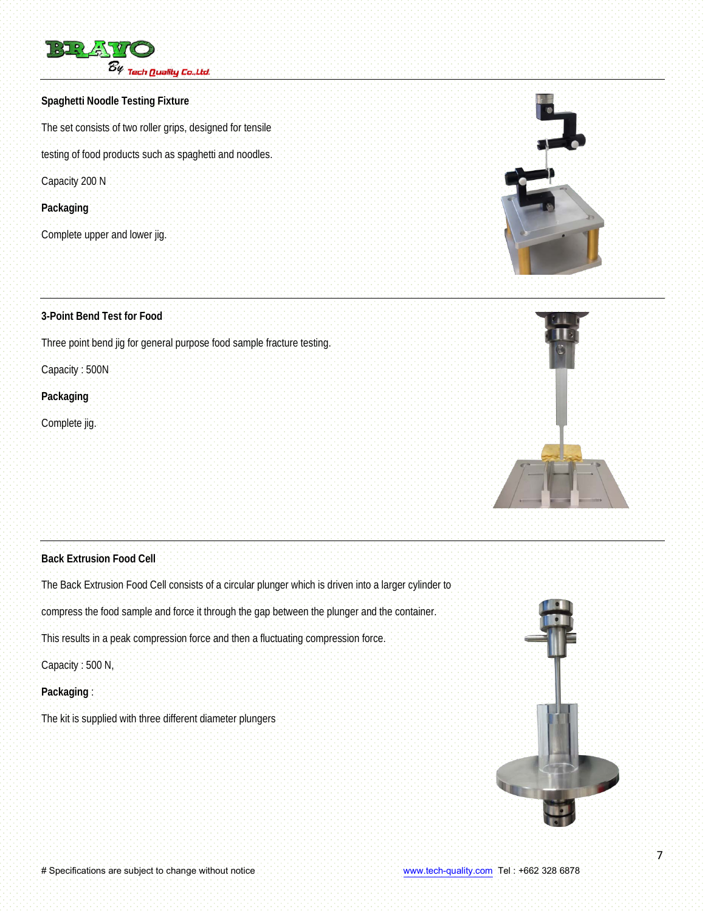## Spaghetti Noodle Testing Fixture

The set consists of two roller grips, designed for tensile testing of food products such as spaghetti and noodles.

Capacity 200 N

**Packaging**

Complete upper and lower jig.

## 3-Point Bend Test for Food

Three point bend jig for general purpose food sample fracture testing.

Capacity : 500N

**Packaging**

Complete jig.

## Back Extrusion Food Cell

The Back Extrusion Food Cell consists of a circular plunger which is driven into a larger cylinder to compress the food sample and force it through the gap between the plunger and the container. This results in a peak compression force and then a fluctuating compression force.

Capacity : 500 N,

**Packaging** :

The kit is supplied with three different diameter plungers

# Specifications are subject to change without notice

www.tech-quality.com Tel : +662 328 6878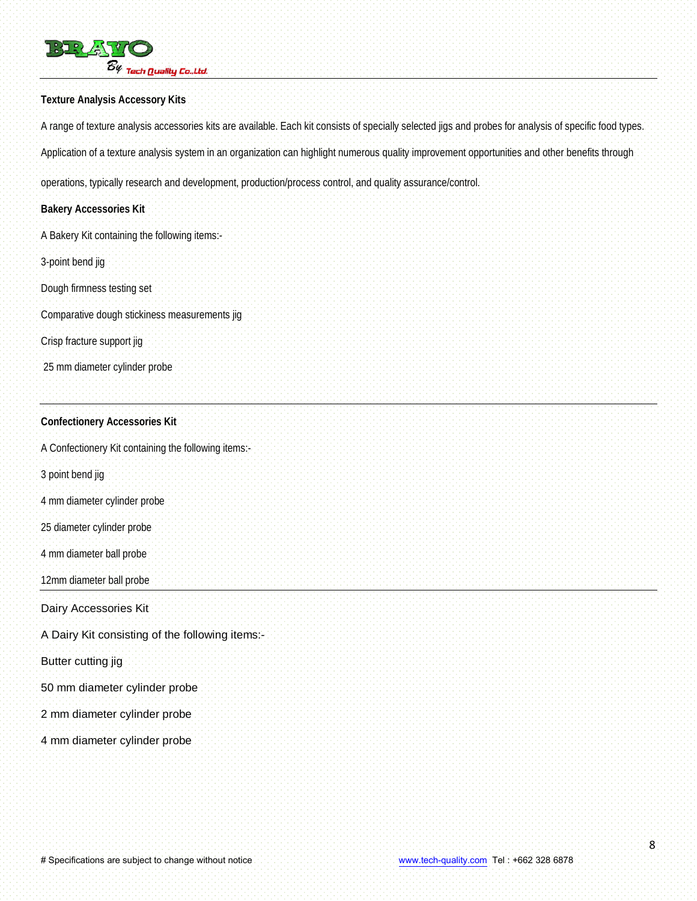## Texture Analysis Accessory Kits

A range of texture analysis accessories kits are available. Each kit consists of specially selected jigs and probes for analysis of specific food types.

Application of a texture analysis system in an organization can highlight numerous quality improvement opportunities and other benefits through operations, typically research and development, production/process control, and quality assurance/control.

### Bakery Accessories Kit

A Bakery Kit containing the following items:-

3-point bend jig

Dough firmness testing set

Comparative dough stickiness measurements jig

Crisp fracture support jig

25 mm diameter cylinder probe

---

### Confectionery Accessories Kit

A Confectionery Kit containing the following items:-

3 point bend jig

4 mm diameter cylinder probe

25 diameter cylinder probe

4 mm diameter ball probe

12mm diameter ball probe

---

### Dairy Accessories Kit

A Dairy Kit consisting of the following items:-

Butter cutting jig

50 mm diameter cylinder probe

2 mm diameter cylinder probe

4 mm diameter cylinder probe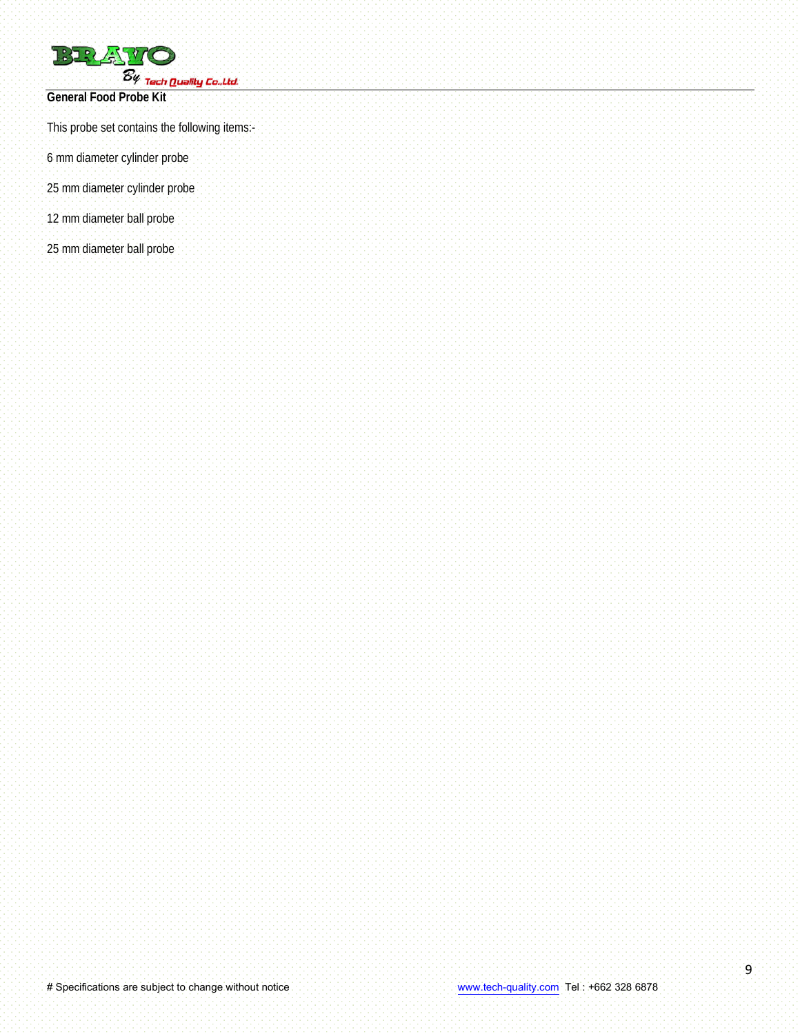**General Food Probe Kit**

This probe set contains the following items:-

6 mm diameter cylinder probe

25 mm diameter cylinder probe

12 mm diameter ball probe

25 mm diameter ball probe